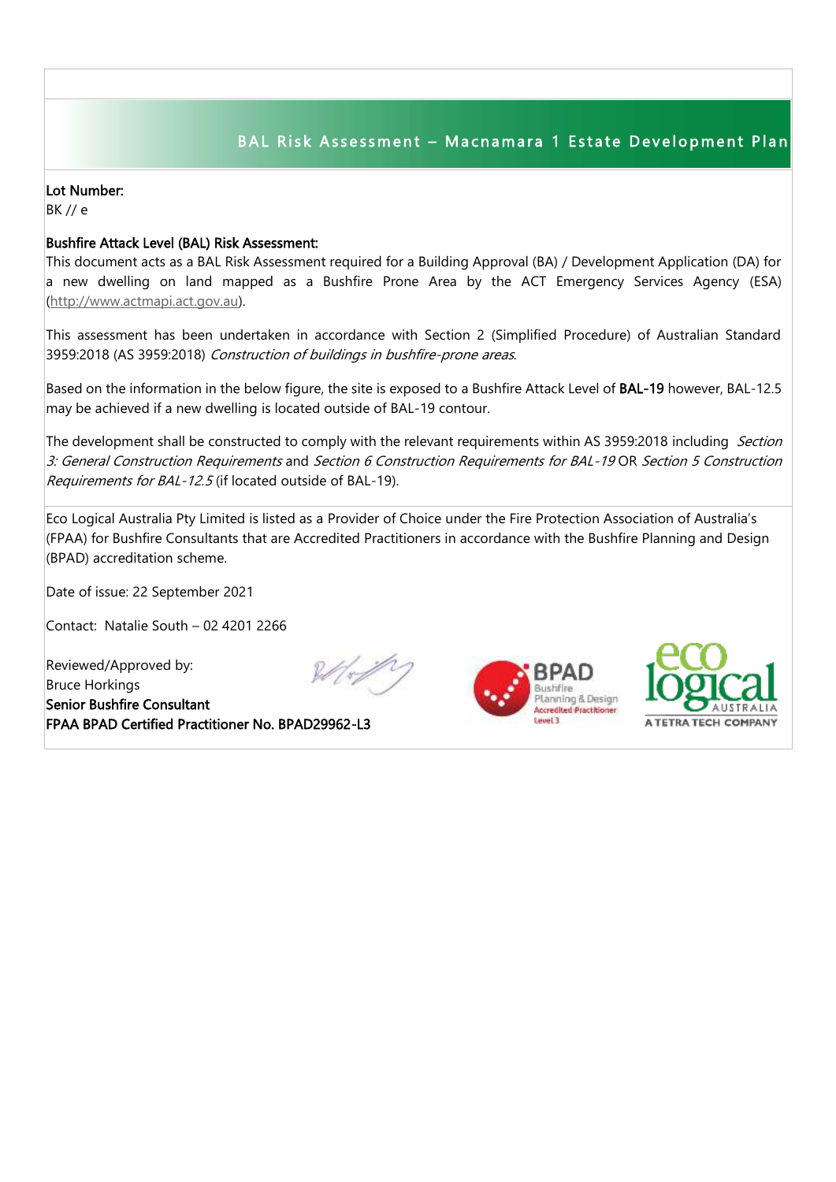# BAL Risk Assessment – Macnamara 1 Estate Development Plan

**Lot Number:**

BK // e

**Bushfire Attack Level (BAL) Risk Assessment:**

This document acts as a BAL Risk Assessment required for a Building Approval (BA) / Development Application (DA) for a new dwelling on land mapped as a Bushfire Prone Area by the ACT Emergency Services Agency (ESA) (http://www.actmapi.act.gov.au).

This assessment has been undertaken in accordance with Section 2 (Simplified Procedure) of Australian Standard 3959:2018 (AS 3959:2018) *Construction of buildings in bushfire-prone areas*.

Based on the information in the below figure, the site is exposed to a Bushfire Attack Level of **BAL-19** however, BAL-12.5 may be achieved if a new dwelling is located outside of BAL-19 contour.

The development shall be constructed to comply with the relevant requirements within AS 3959:2018 including *Section 3: General Construction Requirements* and *Section 6 Construction Requirements for BAL-19* OR *Section 5 Construction Requirements for BAL-12.5* (if located outside of BAL-19).

Eco Logical Australia Pty Limited is listed as a Provider of Choice under the Fire Protection Association of Australia's (FPAA) for Bushfire Consultants that are Accredited Practitioners in accordance with the Bushfire Planning and Design (BPAD) accreditation scheme.

Date of issue: 22 September 2021

Contact: Natalie South – 02 4201 2266

Reviewed/Approved by:

Bruce Horkings

**Senior Bushfire Consultant**

**FPAA BPAD Certified Practitioner No. BPAD29962-L3**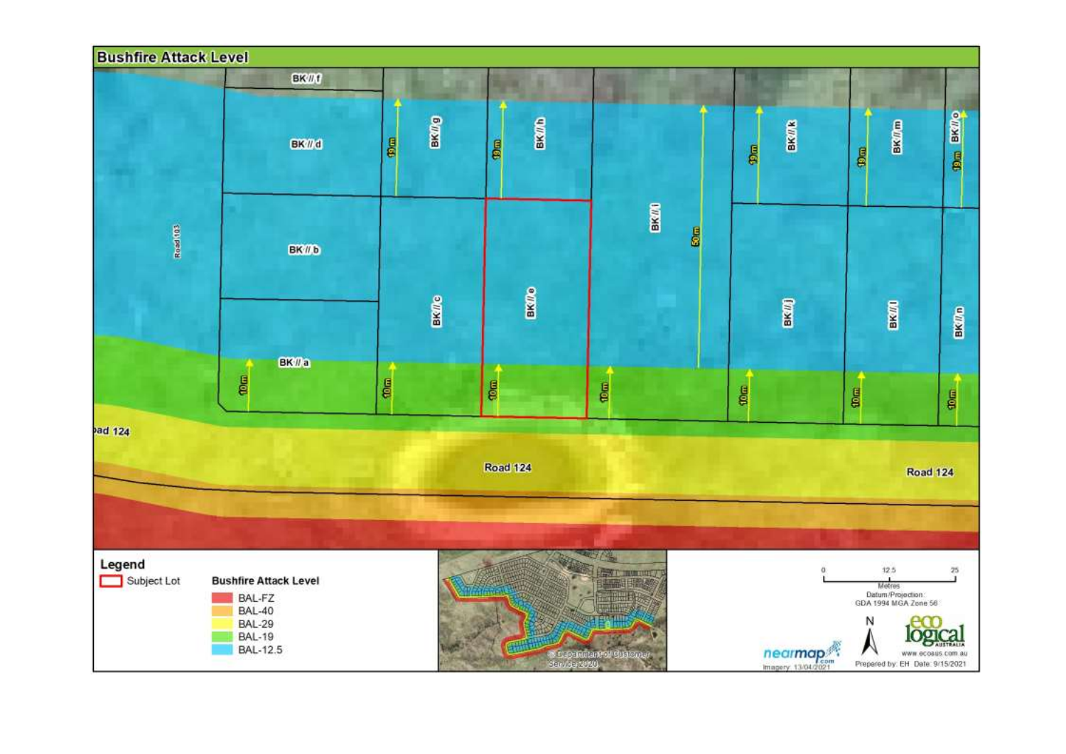## Bushfire Attack Level

BK // f

BK // d

BK // g

BK // h

BK // k

BK // m

BK // o

BK // b

BK // i

BK // c

BK // e

BK // j

BK // l

BK // n

BK // a

Road 103

Road 124

19 m

19 m

19 m

19 m

19 m

50 m

10 m

10 m

10 m

10 m

10 m

10 m

10 m

**Legend**

Subject Lot

**Bushfire Attack Level**

- BAL-FZ
- BAL-40
- BAL-29
- BAL-19
- BAL-12.5

© Department of Customer Service 2020

0 12.5 25

Metres

Datum/Projection: GDA 1994 MGA Zone 56

N

nearmap.com

Imagery: 13/04/2021

eco logical AUSTRALIA

www.ecoaus.com.au

Prepared by: EH Date: 9/15/2021